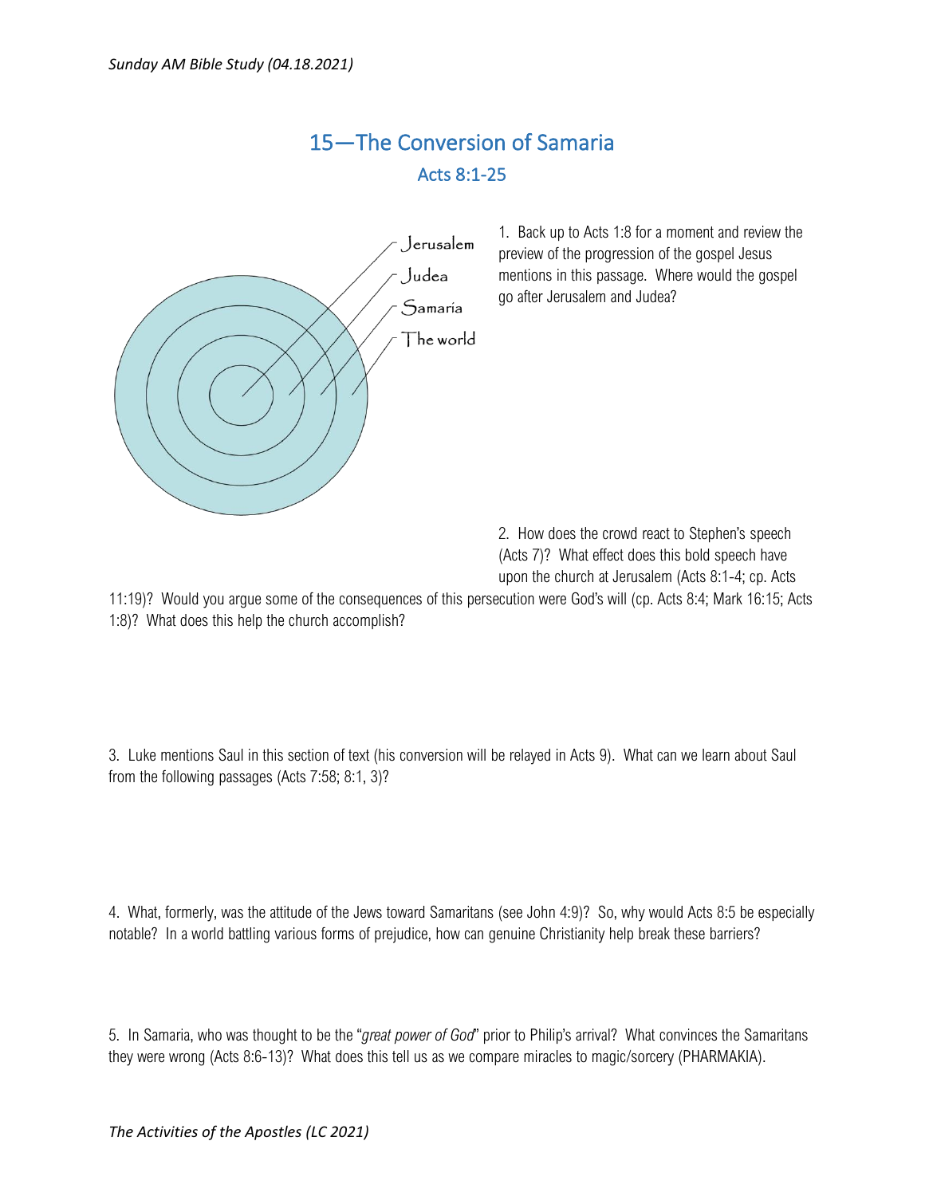*Sunday AM Bible Study (04.18.2021)*

# 15—The Conversion of Samaria

## Acts 8:1-25

Jerusalem

Judea

Samaria

The world

1. Back up to Acts 1:8 for a moment and review the preview of the progression of the gospel Jesus mentions in this passage. Where would the gospel go after Jerusalem and Judea?

2. How does the crowd react to Stephen's speech (Acts 7)? What effect does this bold speech have upon the church at Jerusalem (Acts 8:1-4; cp. Acts 11:19)? Would you argue some of the consequences of this persecution were God's will (cp. Acts 8:4; Mark 16:15; Acts 1:8)? What does this help the church accomplish?

3. Luke mentions Saul in this section of text (his conversion will be relayed in Acts 9). What can we learn about Saul from the following passages (Acts 7:58; 8:1, 3)?

4. What, formerly, was the attitude of the Jews toward Samaritans (see John 4:9)? So, why would Acts 8:5 be especially notable? In a world battling various forms of prejudice, how can genuine Christianity help break these barriers?

5. In Samaria, who was thought to be the "*great power of God*" prior to Philip's arrival? What convinces the Samaritans they were wrong (Acts 8:6-13)? What does this tell us as we compare miracles to magic/sorcery (PHARMAKIA).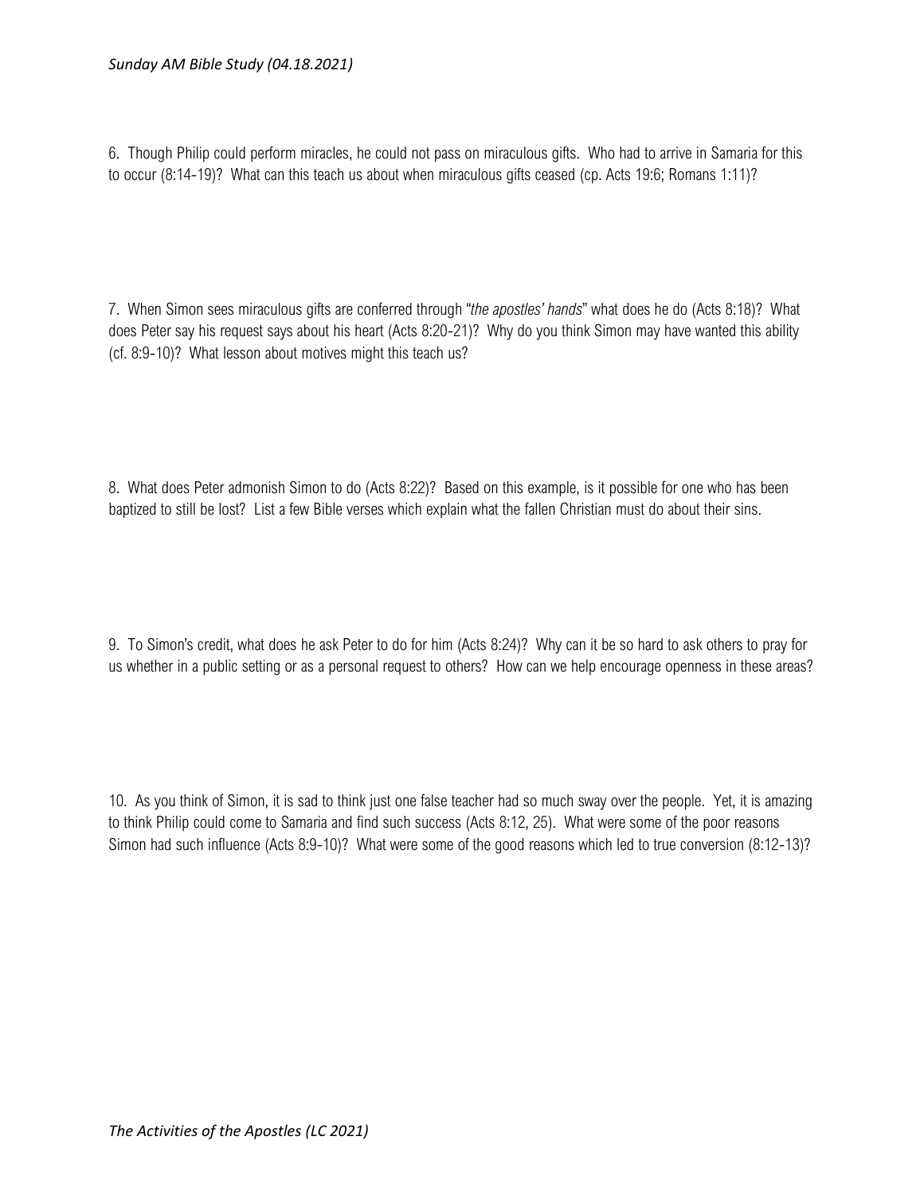6. Though Philip could perform miracles, he could not pass on miraculous gifts. Who had to arrive in Samaria for this to occur (8:14-19)? What can this teach us about when miraculous gifts ceased (cp. Acts 19:6; Romans 1:11)?

7. When Simon sees miraculous gifts are conferred through "*the apostles' hands*" what does he do (Acts 8:18)? What does Peter say his request says about his heart (Acts 8:20-21)? Why do you think Simon may have wanted this ability (cf. 8:9-10)? What lesson about motives might this teach us?

8. What does Peter admonish Simon to do (Acts 8:22)? Based on this example, is it possible for one who has been baptized to still be lost? List a few Bible verses which explain what the fallen Christian must do about their sins.

9. To Simon's credit, what does he ask Peter to do for him (Acts 8:24)? Why can it be so hard to ask others to pray for us whether in a public setting or as a personal request to others? How can we help encourage openness in these areas?

10. As you think of Simon, it is sad to think just one false teacher had so much sway over the people. Yet, it is amazing to think Philip could come to Samaria and find such success (Acts 8:12, 25). What were some of the poor reasons Simon had such influence (Acts 8:9-10)? What were some of the good reasons which led to true conversion (8:12-13)?